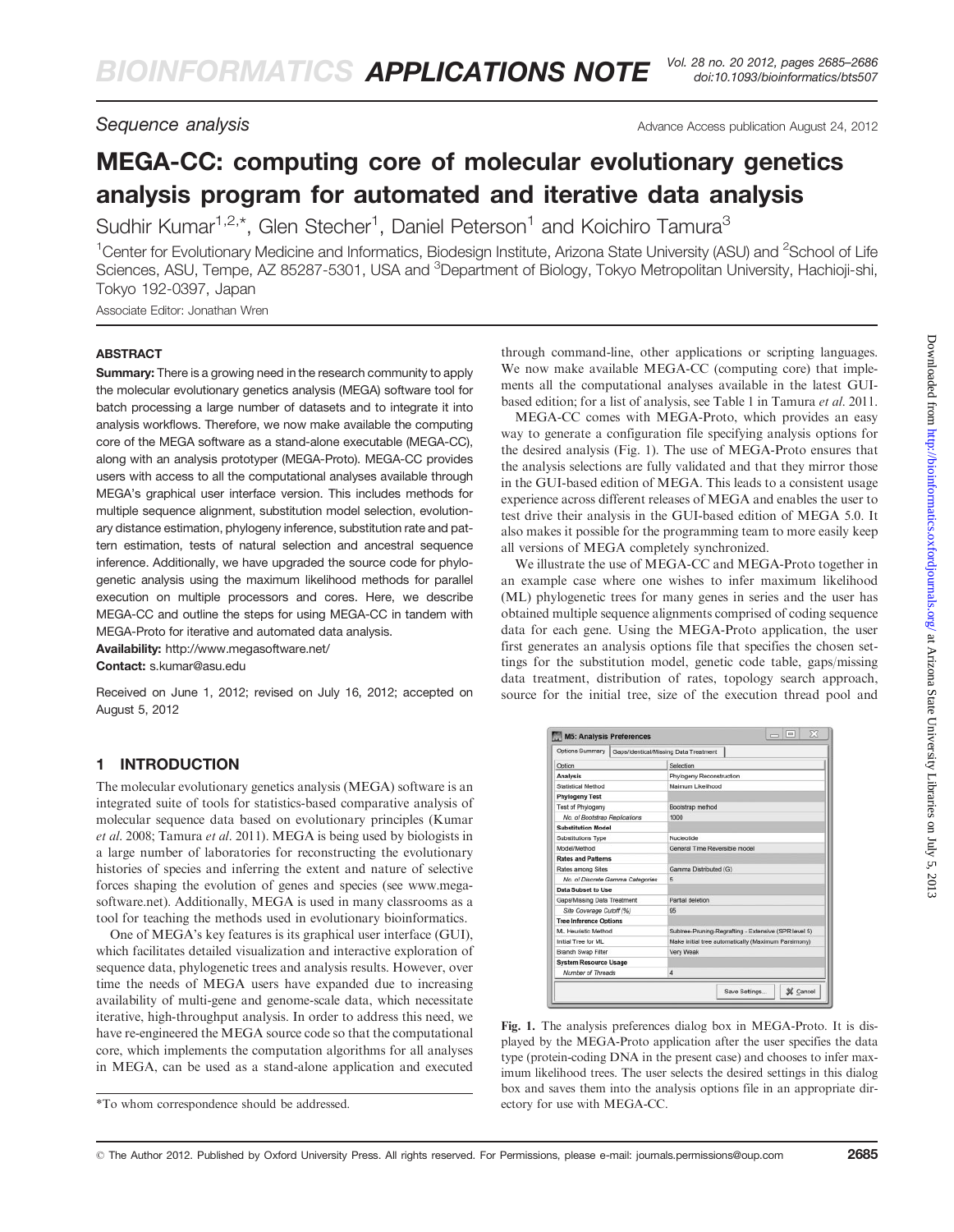Sequence analysis

# MEGA-CC: computing core of molecular evolutionary genetics analysis program for automated and iterative data analysis

Sudhir Kumar[1,2,*], Glen Stecher[1], Daniel Peterson[1] and Koichiro Tamura[3]

[1]Center for Evolutionary Medicine and Informatics, Biodesign Institute, Arizona State University (ASU) and [2]School of Life Sciences, ASU, Tempe, AZ 85287-5301, USA and [3]Department of Biology, Tokyo Metropolitan University, Hachioji-shi, Tokyo 192-0397, Japan

Associate Editor: Jonathan Wren

## ABSTRACT

**Summary:** There is a growing need in the research community to apply the molecular evolutionary genetics analysis (MEGA) software tool for batch processing a large number of datasets and to integrate it into analysis workflows. Therefore, we now make available the computing core of the MEGA software as a stand-alone executable (MEGA-CC), along with an analysis prototyper (MEGA-Proto). MEGA-CC provides users with access to all the computational analyses available through MEGA's graphical user interface version. This includes methods for multiple sequence alignment, substitution model selection, evolutionary distance estimation, phylogeny inference, substitution rate and pattern estimation, tests of natural selection and ancestral sequence inference. Additionally, we have upgraded the source code for phylogenetic analysis using the maximum likelihood methods for parallel execution on multiple processors and cores. Here, we describe MEGA-CC and outline the steps for using MEGA-CC in tandem with MEGA-Proto for iterative and automated data analysis.

**Availability:** http://www.megasoftware.net/

**Contact:** s.kumar@asu.edu

Received on June 1, 2012; revised on July 16, 2012; accepted on August 5, 2012

## 1 INTRODUCTION

The molecular evolutionary genetics analysis (MEGA) software is an integrated suite of tools for statistics-based comparative analysis of molecular sequence data based on evolutionary principles (Kumar *et al*. 2008; Tamura *et al*. 2011). MEGA is being used by biologists in a large number of laboratories for reconstructing the evolutionary histories of species and inferring the extent and nature of selective forces shaping the evolution of genes and species (see www.megasoftware.net). Additionally, MEGA is used in many classrooms as a tool for teaching the methods used in evolutionary bioinformatics.

One of MEGA's key features is its graphical user interface (GUI), which facilitates detailed visualization and interactive exploration of sequence data, phylogenetic trees and analysis results. However, over time the needs of MEGA users have expanded due to increasing availability of multi-gene and genome-scale data, which necessitate iterative, high-throughput analysis. In order to address this need, we have re-engineered the MEGA source code so that the computational core, which implements the computation algorithms for all analyses in MEGA, can be used as a stand-alone application and executed through command-line, other applications or scripting languages. We now make available MEGA-CC (computing core) that implements all the computational analyses available in the latest GUI-based edition; for a list of analysis, see Table 1 in Tamura *et al*. 2011.

MEGA-CC comes with MEGA-Proto, which provides an easy way to generate a configuration file specifying analysis options for the desired analysis (Fig. 1). The use of MEGA-Proto ensures that the analysis selections are fully validated and that they mirror those in the GUI-based edition of MEGA. This leads to a consistent usage experience across different releases of MEGA and enables the user to test drive their analysis in the GUI-based edition of MEGA 5.0. It also makes it possible for the programming team to more easily keep all versions of MEGA completely synchronized.

We illustrate the use of MEGA-CC and MEGA-Proto together in an example case where one wishes to infer maximum likelihood (ML) phylogenetic trees for many genes in series and the user has obtained multiple sequence alignments comprised of coding sequence data for each gene. Using the MEGA-Proto application, the user first generates an analysis options file that specifies the chosen settings for the substitution model, genetic code table, gaps/missing data treatment, distribution of rates, topology search approach, source for the initial tree, size of the execution thread pool and

M5: Analysis Preferences

Options Summary | Gaps/Identical/Missing Data Treatment

| Option | Selection |
|---|---|
| **Analysis** | Phylogeny Reconstruction |
| Statistical Method | Maximum Likelihood |
| **Phylogeny Test** | |
| Test of Phylogeny | Bootstrap method |
| *No. of Bootstrap Replications* | 1000 |
| **Substitution Model** | |
| Substitutions Type | Nucleotide |
| Model/Method | General Time Reversible model |
| **Rates and Patterns** | |
| Rates among Sites | Gamma Distributed (G) |
| *No. of Discrete Gamma Categories* | 5 |
| **Data Subset to Use** | |
| Gaps/Missing Data Treatment | Partial deletion |
| *Site Coverage Cutoff (%)* | 95 |
| **Tree Inference Options** | |
| ML Heuristic Method | Subtree-Pruning-Regrafting - Extensive (SPR level 5) |
| Initial Tree for ML | Make initial tree automatically (Maximum Parsimony) |
| Branch Swap Filter | Very Weak |
| **System Resource Usage** | |
| *Number of Threads* | 4 |

Save Settings... | Cancel

**Fig. 1.** The analysis preferences dialog box in MEGA-Proto. It is displayed by the MEGA-Proto application after the user specifies the data type (protein-coding DNA in the present case) and chooses to infer maximum likelihood trees. The user selects the desired settings in this dialog box and saves them into the analysis options file in an appropriate directory for use with MEGA-CC.

*To whom correspondence should be addressed.

© The Author 2012. Published by Oxford University Press. All rights reserved. For Permissions, please e-mail: journals.permissions@oup.com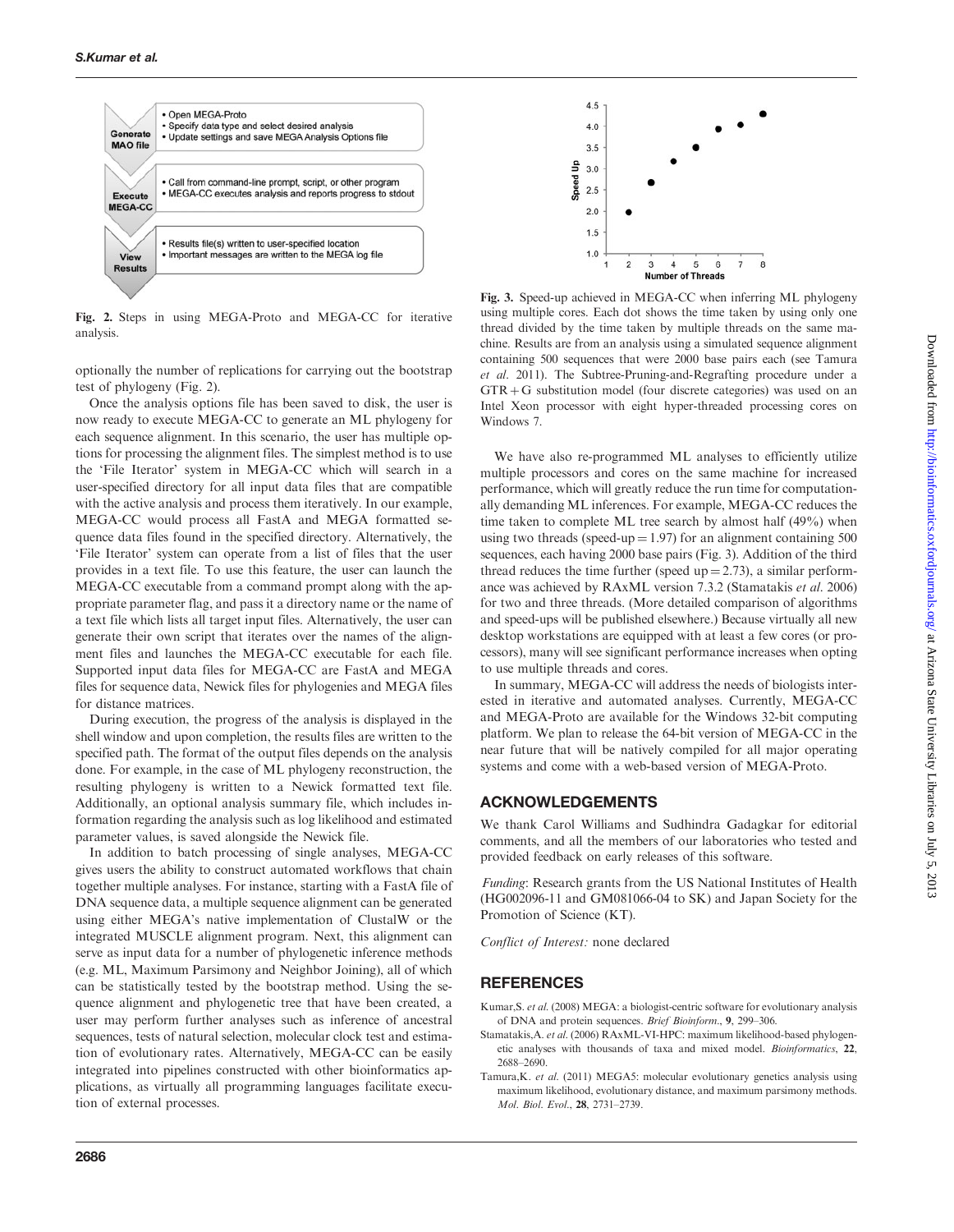Generate MAO file

- Open MEGA-Proto
- Specify data type and select desired analysis
- Update settings and save MEGA Analysis Options file

Execute MEGA-CC

- Call from command-line prompt, script, or other program
- MEGA-CC executes analysis and reports progress to stdout

View Results

- Results file(s) written to user-specified location
- Important messages are written to the MEGA log file

**Fig. 2.** Steps in using MEGA-Proto and MEGA-CC for iterative analysis.

optionally the number of replications for carrying out the bootstrap test of phylogeny (Fig. 2).

Once the analysis options file has been saved to disk, the user is now ready to execute MEGA-CC to generate an ML phylogeny for each sequence alignment. In this scenario, the user has multiple options for processing the alignment files. The simplest method is to use the 'File Iterator' system in MEGA-CC which will search in a user-specified directory for all input data files that are compatible with the active analysis and process them iteratively. In our example, MEGA-CC would process all FastA and MEGA formatted sequence data files found in the specified directory. Alternatively, the 'File Iterator' system can operate from a list of files that the user provides in a text file. To use this feature, the user can launch the MEGA-CC executable from a command prompt along with the appropriate parameter flag, and pass it a directory name or the name of a text file which lists all target input files. Alternatively, the user can generate their own script that iterates over the names of the alignment files and launches the MEGA-CC executable for each file. Supported input data files for MEGA-CC are FastA and MEGA files for sequence data, Newick files for phylogenies and MEGA files for distance matrices.

During execution, the progress of the analysis is displayed in the shell window and upon completion, the results files are written to the specified path. The format of the output files depends on the analysis done. For example, in the case of ML phylogeny reconstruction, the resulting phylogeny is written to a Newick formatted text file. Additionally, an optional analysis summary file, which includes information regarding the analysis such as log likelihood and estimated parameter values, is saved alongside the Newick file.

In addition to batch processing of single analyses, MEGA-CC gives users the ability to construct automated workflows that chain together multiple analyses. For instance, starting with a FastA file of DNA sequence data, a multiple sequence alignment can be generated using either MEGA's native implementation of ClustalW or the integrated MUSCLE alignment program. Next, this alignment can serve as input data for a number of phylogenetic inference methods (e.g. ML, Maximum Parsimony and Neighbor Joining), all of which can be statistically tested by the bootstrap method. Using the sequence alignment and phylogenetic tree that have been created, a user may perform further analyses such as inference of ancestral sequences, tests of natural selection, molecular clock test and estimation of evolutionary rates. Alternatively, MEGA-CC can be easily integrated into pipelines constructed with other bioinformatics applications, as virtually all programming languages facilitate execution of external processes.

Speed Up

4.5
4.0
3.5
3.0
2.5
2.0
1.5
1.0

1 2 3 4 5 6 7 8

Number of Threads

**Fig. 3.** Speed-up achieved in MEGA-CC when inferring ML phylogeny using multiple cores. Each dot shows the time taken by using only one thread divided by the time taken by multiple threads on the same machine. Results are from an analysis using a simulated sequence alignment containing 500 sequences that were 2000 base pairs each (see Tamura *et al.* 2011). The Subtree-Pruning-and-Regrafting procedure under a GTR + G substitution model (four discrete categories) was used on an Intel Xeon processor with eight hyper-threaded processing cores on Windows 7.

We have also re-programmed ML analyses to efficiently utilize multiple processors and cores on the same machine for increased performance, which will greatly reduce the run time for computationally demanding ML inferences. For example, MEGA-CC reduces the time taken to complete ML tree search by almost half (49%) when using two threads (speed-up = 1.97) for an alignment containing 500 sequences, each having 2000 base pairs (Fig. 3). Addition of the third thread reduces the time further (speed up = 2.73), a similar performance was achieved by RAxML version 7.3.2 (Stamatakis *et al.* 2006) for two and three threads. (More detailed comparison of algorithms and speed-ups will be published elsewhere.) Because virtually all new desktop workstations are equipped with at least a few cores (or processors), many will see significant performance increases when opting to use multiple threads and cores.

In summary, MEGA-CC will address the needs of biologists interested in iterative and automated analyses. Currently, MEGA-CC and MEGA-Proto are available for the Windows 32-bit computing platform. We plan to release the 64-bit version of MEGA-CC in the near future that will be natively compiled for all major operating systems and come with a web-based version of MEGA-Proto.

## ACKNOWLEDGEMENTS

We thank Carol Williams and Sudhindra Gadagkar for editorial comments, and all the members of our laboratories who tested and provided feedback on early releases of this software.

*Funding*: Research grants from the US National Institutes of Health (HG002096-11 and GM081066-04 to SK) and Japan Society for the Promotion of Science (KT).

*Conflict of Interest:* none declared

## REFERENCES

Kumar,S. *et al.* (2008) MEGA: a biologist-centric software for evolutionary analysis of DNA and protein sequences. *Brief Bioinform.*, **9**, 299–306.

Stamatakis,A. *et al.* (2006) RAxML-VI-HPC: maximum likelihood-based phylogenetic analyses with thousands of taxa and mixed model. *Bioinformatics*, **22**, 2688–2690.

Tamura,K. *et al.* (2011) MEGA5: molecular evolutionary genetics analysis using maximum likelihood, evolutionary distance, and maximum parsimony methods. *Mol. Biol. Evol.*, **28**, 2731–2739.